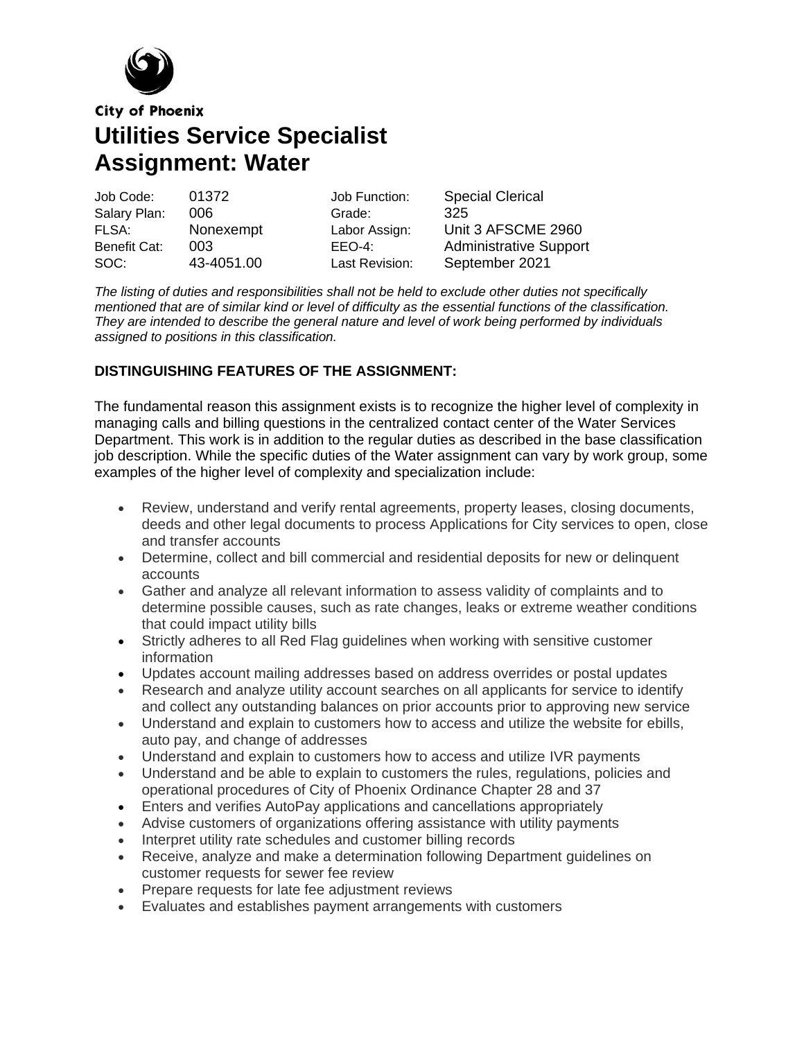City of Phoenix

# Utilities Service Specialist
# Assignment: Water

| Job Code: | 01372 | Job Function: | Special Clerical |
|---|---|---|---|
| Salary Plan: | 006 | Grade: | 325 |
| FLSA: | Nonexempt | Labor Assign: | Unit 3 AFSCME 2960 |
| Benefit Cat: | 003 | EEO-4: | Administrative Support |
| SOC: | 43-4051.00 | Last Revision: | September 2021 |

*The listing of duties and responsibilities shall not be held to exclude other duties not specifically mentioned that are of similar kind or level of difficulty as the essential functions of the classification. They are intended to describe the general nature and level of work being performed by individuals assigned to positions in this classification.*

**DISTINGUISHING FEATURES OF THE ASSIGNMENT:**

The fundamental reason this assignment exists is to recognize the higher level of complexity in managing calls and billing questions in the centralized contact center of the Water Services Department. This work is in addition to the regular duties as described in the base classification job description. While the specific duties of the Water assignment can vary by work group, some examples of the higher level of complexity and specialization include:

- Review, understand and verify rental agreements, property leases, closing documents, deeds and other legal documents to process Applications for City services to open, close and transfer accounts
- Determine, collect and bill commercial and residential deposits for new or delinquent accounts
- Gather and analyze all relevant information to assess validity of complaints and to determine possible causes, such as rate changes, leaks or extreme weather conditions that could impact utility bills
- Strictly adheres to all Red Flag guidelines when working with sensitive customer information
- Updates account mailing addresses based on address overrides or postal updates
- Research and analyze utility account searches on all applicants for service to identify and collect any outstanding balances on prior accounts prior to approving new service
- Understand and explain to customers how to access and utilize the website for ebills, auto pay, and change of addresses
- Understand and explain to customers how to access and utilize IVR payments
- Understand and be able to explain to customers the rules, regulations, policies and operational procedures of City of Phoenix Ordinance Chapter 28 and 37
- Enters and verifies AutoPay applications and cancellations appropriately
- Advise customers of organizations offering assistance with utility payments
- Interpret utility rate schedules and customer billing records
- Receive, analyze and make a determination following Department guidelines on customer requests for sewer fee review
- Prepare requests for late fee adjustment reviews
- Evaluates and establishes payment arrangements with customers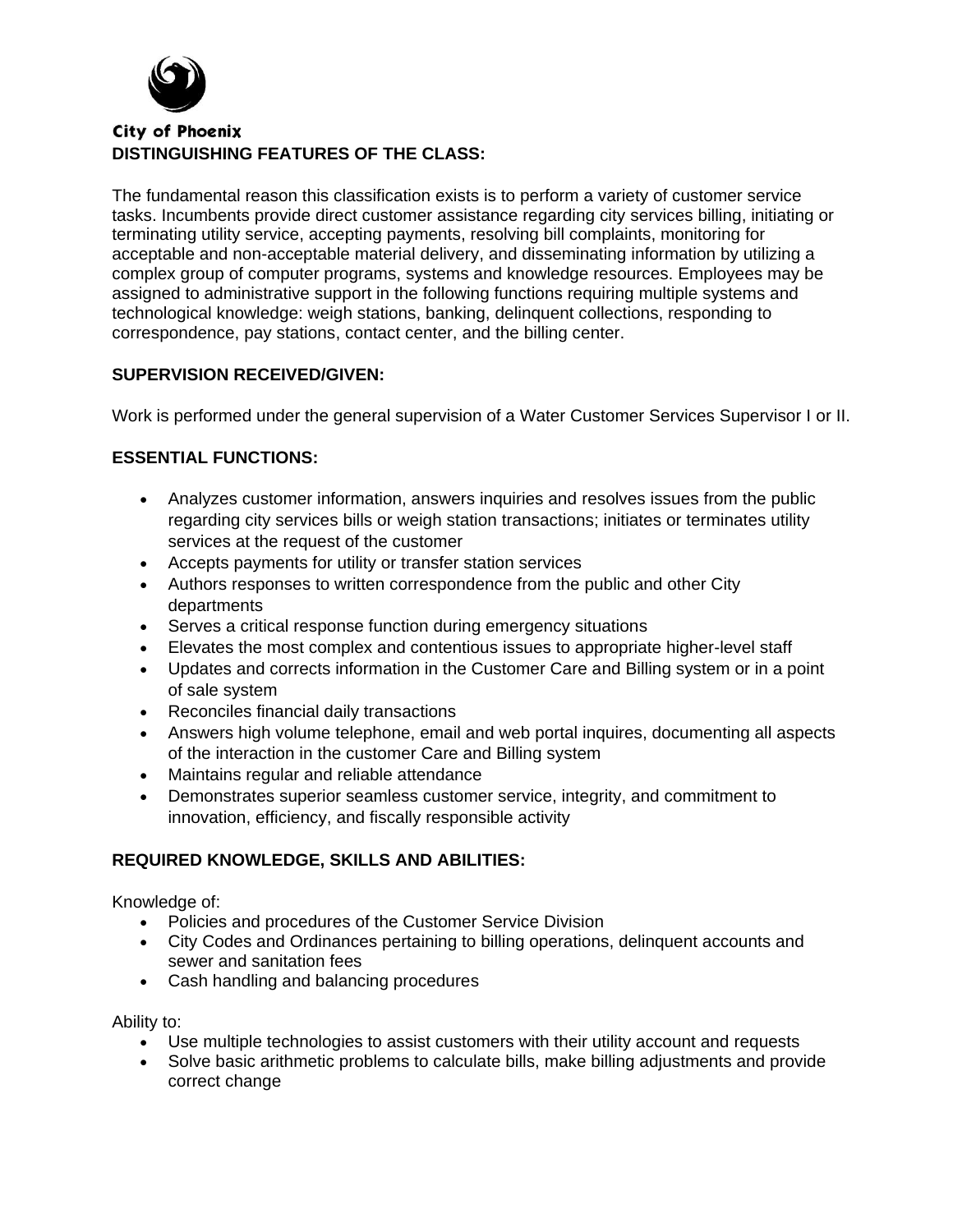City of Phoenix

**DISTINGUISHING FEATURES OF THE CLASS:**

The fundamental reason this classification exists is to perform a variety of customer service tasks. Incumbents provide direct customer assistance regarding city services billing, initiating or terminating utility service, accepting payments, resolving bill complaints, monitoring for acceptable and non-acceptable material delivery, and disseminating information by utilizing a complex group of computer programs, systems and knowledge resources. Employees may be assigned to administrative support in the following functions requiring multiple systems and technological knowledge: weigh stations, banking, delinquent collections, responding to correspondence, pay stations, contact center, and the billing center.

**SUPERVISION RECEIVED/GIVEN:**

Work is performed under the general supervision of a Water Customer Services Supervisor I or II.

**ESSENTIAL FUNCTIONS:**

- Analyzes customer information, answers inquiries and resolves issues from the public regarding city services bills or weigh station transactions; initiates or terminates utility services at the request of the customer
- Accepts payments for utility or transfer station services
- Authors responses to written correspondence from the public and other City departments
- Serves a critical response function during emergency situations
- Elevates the most complex and contentious issues to appropriate higher-level staff
- Updates and corrects information in the Customer Care and Billing system or in a point of sale system
- Reconciles financial daily transactions
- Answers high volume telephone, email and web portal inquires, documenting all aspects of the interaction in the customer Care and Billing system
- Maintains regular and reliable attendance
- Demonstrates superior seamless customer service, integrity, and commitment to innovation, efficiency, and fiscally responsible activity

**REQUIRED KNOWLEDGE, SKILLS AND ABILITIES:**

Knowledge of:

- Policies and procedures of the Customer Service Division
- City Codes and Ordinances pertaining to billing operations, delinquent accounts and sewer and sanitation fees
- Cash handling and balancing procedures

Ability to:

- Use multiple technologies to assist customers with their utility account and requests
- Solve basic arithmetic problems to calculate bills, make billing adjustments and provide correct change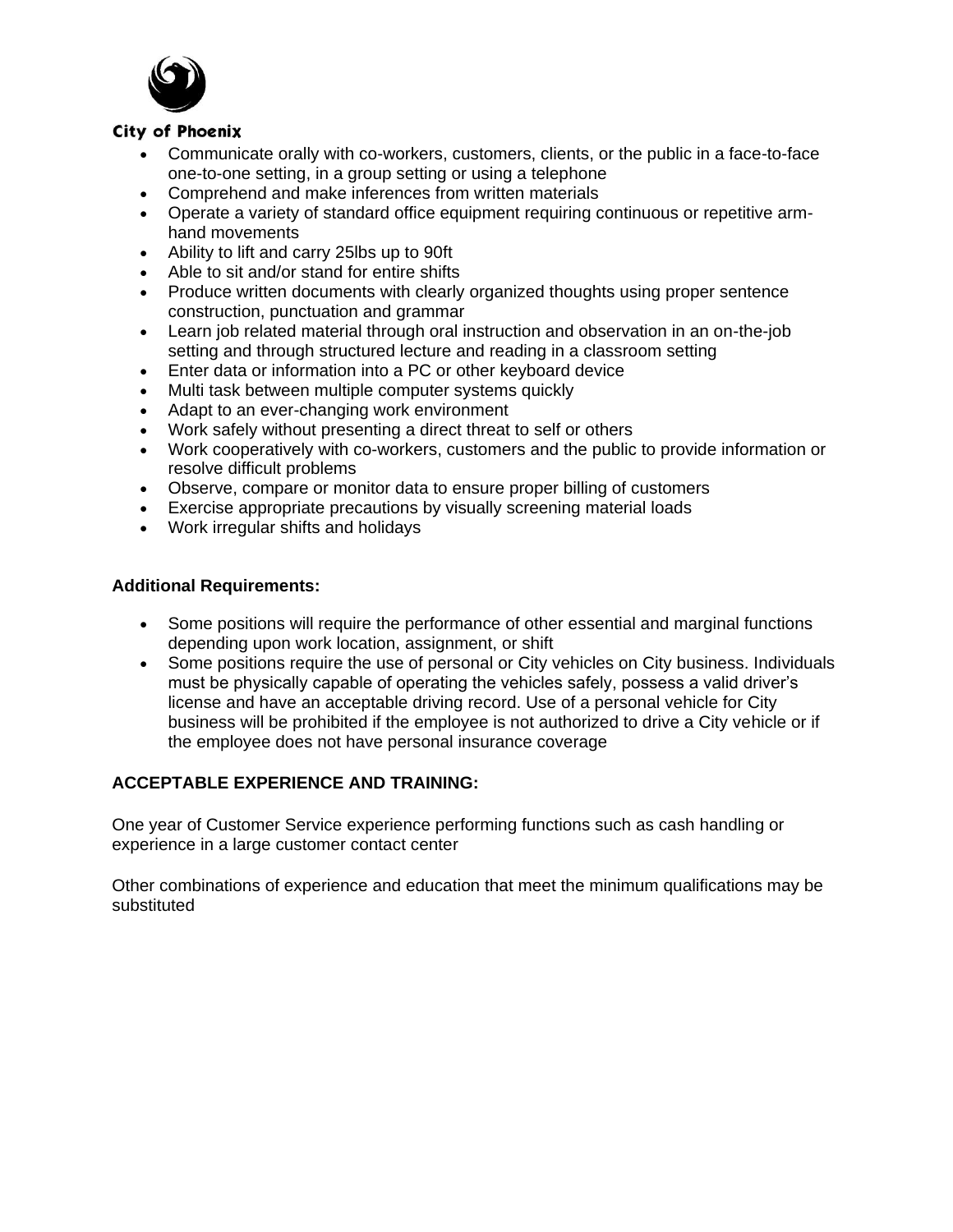- Communicate orally with co-workers, customers, clients, or the public in a face-to-face one-to-one setting, in a group setting or using a telephone
- Comprehend and make inferences from written materials
- Operate a variety of standard office equipment requiring continuous or repetitive arm-hand movements
- Ability to lift and carry 25lbs up to 90ft
- Able to sit and/or stand for entire shifts
- Produce written documents with clearly organized thoughts using proper sentence construction, punctuation and grammar
- Learn job related material through oral instruction and observation in an on-the-job setting and through structured lecture and reading in a classroom setting
- Enter data or information into a PC or other keyboard device
- Multi task between multiple computer systems quickly
- Adapt to an ever-changing work environment
- Work safely without presenting a direct threat to self or others
- Work cooperatively with co-workers, customers and the public to provide information or resolve difficult problems
- Observe, compare or monitor data to ensure proper billing of customers
- Exercise appropriate precautions by visually screening material loads
- Work irregular shifts and holidays

**Additional Requirements:**

- Some positions will require the performance of other essential and marginal functions depending upon work location, assignment, or shift
- Some positions require the use of personal or City vehicles on City business. Individuals must be physically capable of operating the vehicles safely, possess a valid driver's license and have an acceptable driving record. Use of a personal vehicle for City business will be prohibited if the employee is not authorized to drive a City vehicle or if the employee does not have personal insurance coverage

**ACCEPTABLE EXPERIENCE AND TRAINING:**

One year of Customer Service experience performing functions such as cash handling or experience in a large customer contact center

Other combinations of experience and education that meet the minimum qualifications may be substituted